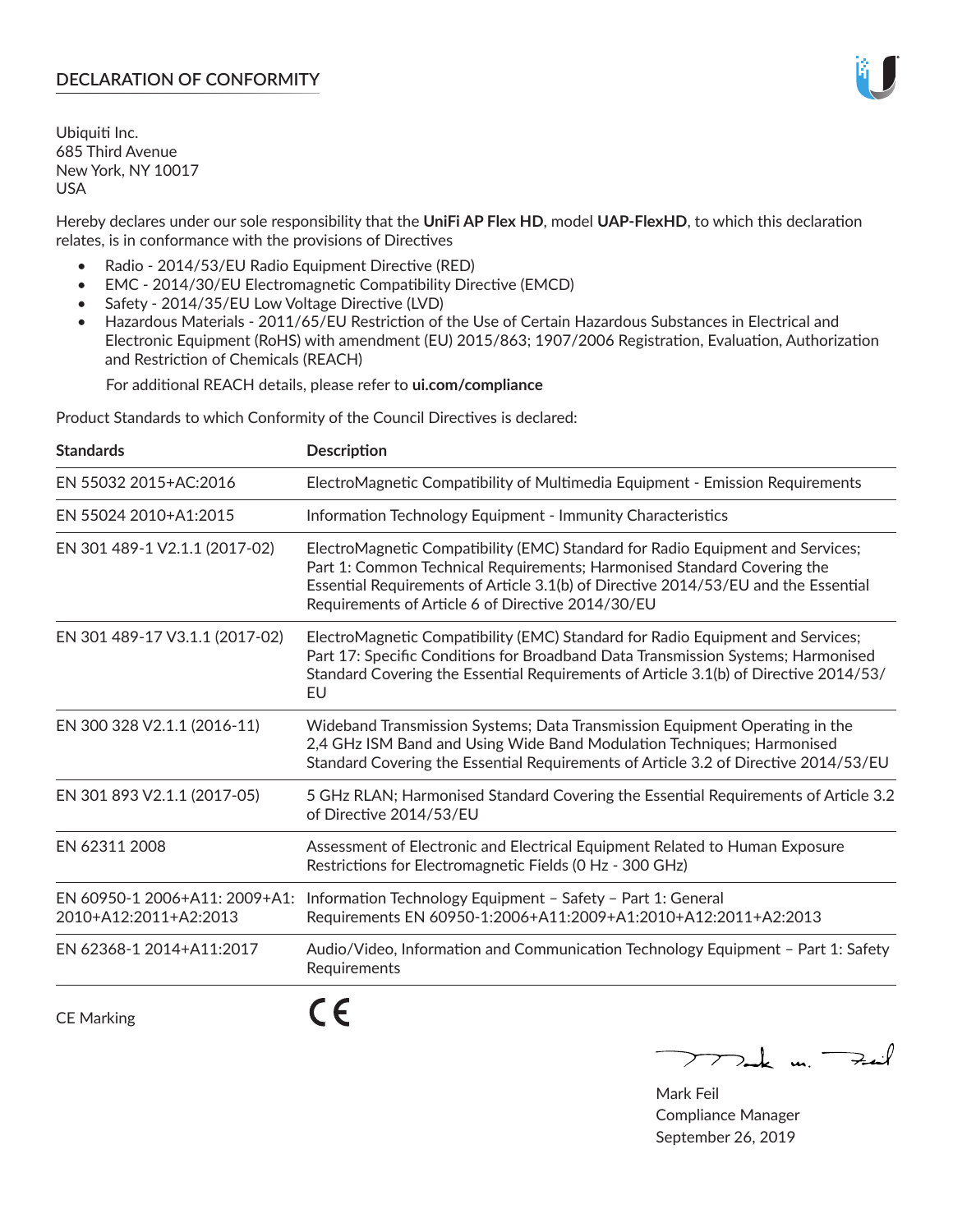# DECLARATION OF CONFORMITY

Ubiquiti Inc.
685 Third Avenue
New York, NY 10017
USA

Hereby declares under our sole responsibility that the **UniFi AP Flex HD**, model **UAP-FlexHD**, to which this declaration relates, is in conformance with the provisions of Directives

- Radio - 2014/53/EU Radio Equipment Directive (RED)
- EMC - 2014/30/EU Electromagnetic Compatibility Directive (EMCD)
- Safety - 2014/35/EU Low Voltage Directive (LVD)
- Hazardous Materials - 2011/65/EU Restriction of the Use of Certain Hazardous Substances in Electrical and Electronic Equipment (RoHS) with amendment (EU) 2015/863; 1907/2006 Registration, Evaluation, Authorization and Restriction of Chemicals (REACH)

  For additional REACH details, please refer to **ui.com/compliance**

Product Standards to which Conformity of the Council Directives is declared:

| Standards | Description |
|---|---|
| EN 55032 2015+AC:2016 | ElectroMagnetic Compatibility of Multimedia Equipment - Emission Requirements |
| EN 55024 2010+A1:2015 | Information Technology Equipment - Immunity Characteristics |
| EN 301 489-1 V2.1.1 (2017-02) | ElectroMagnetic Compatibility (EMC) Standard for Radio Equipment and Services; Part 1: Common Technical Requirements; Harmonised Standard Covering the Essential Requirements of Article 3.1(b) of Directive 2014/53/EU and the Essential Requirements of Article 6 of Directive 2014/30/EU |
| EN 301 489-17 V3.1.1 (2017-02) | ElectroMagnetic Compatibility (EMC) Standard for Radio Equipment and Services; Part 17: Specific Conditions for Broadband Data Transmission Systems; Harmonised Standard Covering the Essential Requirements of Article 3.1(b) of Directive 2014/53/EU |
| EN 300 328 V2.1.1 (2016-11) | Wideband Transmission Systems; Data Transmission Equipment Operating in the 2,4 GHz ISM Band and Using Wide Band Modulation Techniques; Harmonised Standard Covering the Essential Requirements of Article 3.2 of Directive 2014/53/EU |
| EN 301 893 V2.1.1 (2017-05) | 5 GHz RLAN; Harmonised Standard Covering the Essential Requirements of Article 3.2 of Directive 2014/53/EU |
| EN 62311 2008 | Assessment of Electronic and Electrical Equipment Related to Human Exposure Restrictions for Electromagnetic Fields (0 Hz - 300 GHz) |
| EN 60950-1 2006+A11: 2009+A1: 2010+A12:2011+A2:2013 | Information Technology Equipment – Safety – Part 1: General Requirements EN 60950-1:2006+A11:2009+A1:2010+A12:2011+A2:2013 |
| EN 62368-1 2014+A11:2017 | Audio/Video, Information and Communication Technology Equipment – Part 1: Safety Requirements |

CE Marking CE

Mark Feil
Compliance Manager
September 26, 2019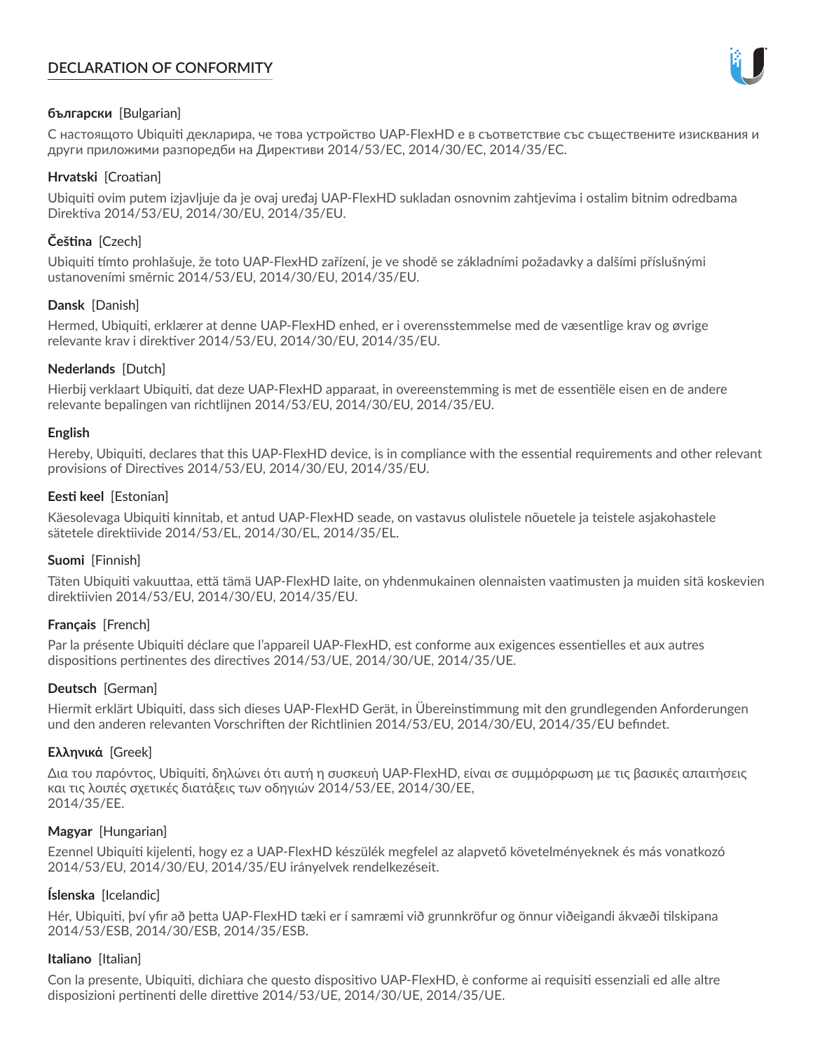# DECLARATION OF CONFORMITY

**български** [Bulgarian]

С настоящото Ubiquiti декларира, че това устройство UAP-FlexHD е в съответствие със съществените изисквания и други приложими разпоредби на Директиви 2014/53/EC, 2014/30/ЕС, 2014/35/ЕС.

**Hrvatski** [Croatian]

Ubiquiti ovim putem izjavljuje da je ovaj uređaj UAP-FlexHD sukladan osnovnim zahtjevima i ostalim bitnim odredbama Direktiva 2014/53/EU, 2014/30/EU, 2014/35/EU.

**Čeština** [Czech]

Ubiquiti tímto prohlašuje, že toto UAP-FlexHD zařízení, je ve shodě se základními požadavky a dalšími příslušnými ustanoveními směrnic 2014/53/EU, 2014/30/EU, 2014/35/EU.

**Dansk** [Danish]

Hermed, Ubiquiti, erklærer at denne UAP-FlexHD enhed, er i overensstemmelse med de væsentlige krav og øvrige relevante krav i direktiver 2014/53/EU, 2014/30/EU, 2014/35/EU.

**Nederlands** [Dutch]

Hierbij verklaart Ubiquiti, dat deze UAP-FlexHD apparaat, in overeenstemming is met de essentiële eisen en de andere relevante bepalingen van richtlijnen 2014/53/EU, 2014/30/EU, 2014/35/EU.

**English**

Hereby, Ubiquiti, declares that this UAP-FlexHD device, is in compliance with the essential requirements and other relevant provisions of Directives 2014/53/EU, 2014/30/EU, 2014/35/EU.

**Eesti keel** [Estonian]

Käesolevaga Ubiquiti kinnitab, et antud UAP-FlexHD seade, on vastavus olulistele nõuetele ja teistele asjakohastele sätetele direktiivide 2014/53/EL, 2014/30/EL, 2014/35/EL.

**Suomi** [Finnish]

Täten Ubiquiti vakuuttaa, että tämä UAP-FlexHD laite, on yhdenmukainen olennaisten vaatimusten ja muiden sitä koskevien direktiivien 2014/53/EU, 2014/30/EU, 2014/35/EU.

**Français** [French]

Par la présente Ubiquiti déclare que l'appareil UAP-FlexHD, est conforme aux exigences essentielles et aux autres dispositions pertinentes des directives 2014/53/UE, 2014/30/UE, 2014/35/UE.

**Deutsch** [German]

Hiermit erklärt Ubiquiti, dass sich dieses UAP-FlexHD Gerät, in Übereinstimmung mit den grundlegenden Anforderungen und den anderen relevanten Vorschriften der Richtlinien 2014/53/EU, 2014/30/EU, 2014/35/EU befindet.

**Ελληνικά** [Greek]

Δια του παρόντος, Ubiquiti, δηλώνει ότι αυτή η συσκευή UAP-FlexHD, είναι σε συμμόρφωση με τις βασικές απαιτήσεις και τις λοιπές σχετικές διατάξεις των οδηγιών 2014/53/EE, 2014/30/EE, 2014/35/EE.

**Magyar** [Hungarian]

Ezennel Ubiquiti kijelenti, hogy ez a UAP-FlexHD készülék megfelel az alapvető követelményeknek és más vonatkozó 2014/53/EU, 2014/30/EU, 2014/35/EU irányelvek rendelkezéseit.

**Íslenska** [Icelandic]

Hér, Ubiquiti, því yfir að þetta UAP-FlexHD tæki er í samræmi við grunnkröfur og önnur viðeigandi ákvæði tilskipana 2014/53/ESB, 2014/30/ESB, 2014/35/ESB.

**Italiano** [Italian]

Con la presente, Ubiquiti, dichiara che questo dispositivo UAP-FlexHD, è conforme ai requisiti essenziali ed alle altre disposizioni pertinenti delle direttive 2014/53/UE, 2014/30/UE, 2014/35/UE.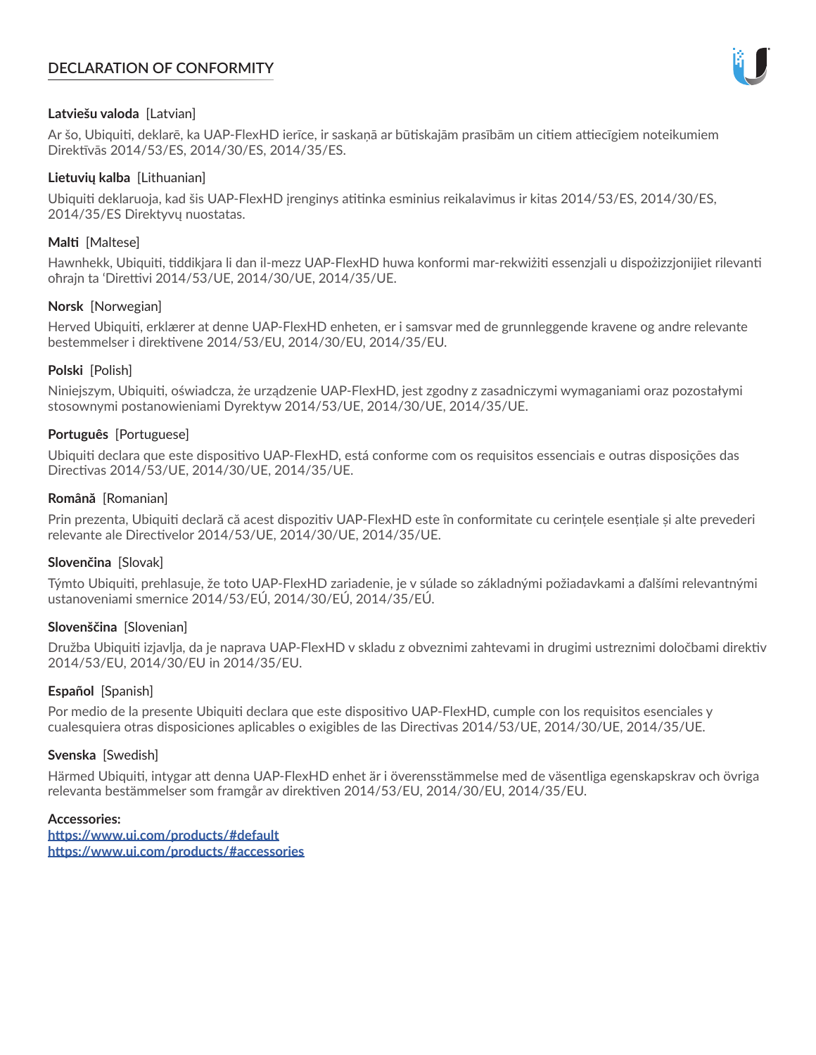## DECLARATION OF CONFORMITY

**Latviešu valoda** [Latvian]

Ar šo, Ubiquiti, deklarē, ka UAP-FlexHD ierīce, ir saskaņā ar būtiskajām prasībām un citiem attiecīgiem noteikumiem Direktīvās 2014/53/ES, 2014/30/ES, 2014/35/ES.

**Lietuvių kalba** [Lithuanian]

Ubiquiti deklaruoja, kad šis UAP-FlexHD įrenginys atitinka esminius reikalavimus ir kitas 2014/53/ES, 2014/30/ES, 2014/35/ES Direktyvų nuostatas.

**Malti** [Maltese]

Hawnhekk, Ubiquiti, tiddikjara li dan il-mezz UAP-FlexHD huwa konformi mar-rekwiżiti essenzjali u dispożizzjonijiet rilevanti oħrajn ta 'Direttivi 2014/53/UE, 2014/30/UE, 2014/35/UE.

**Norsk** [Norwegian]

Herved Ubiquiti, erklærer at denne UAP-FlexHD enheten, er i samsvar med de grunnleggende kravene og andre relevante bestemmelser i direktivene 2014/53/EU, 2014/30/EU, 2014/35/EU.

**Polski** [Polish]

Niniejszym, Ubiquiti, oświadcza, że urządzenie UAP-FlexHD, jest zgodny z zasadniczymi wymaganiami oraz pozostałymi stosownymi postanowieniami Dyrektyw 2014/53/UE, 2014/30/UE, 2014/35/UE.

**Português** [Portuguese]

Ubiquiti declara que este dispositivo UAP-FlexHD, está conforme com os requisitos essenciais e outras disposições das Directivas 2014/53/UE, 2014/30/UE, 2014/35/UE.

**Română** [Romanian]

Prin prezenta, Ubiquiti declară că acest dispozitiv UAP-FlexHD este în conformitate cu cerințele esențiale și alte prevederi relevante ale Directivelor 2014/53/UE, 2014/30/UE, 2014/35/UE.

**Slovenčina** [Slovak]

Týmto Ubiquiti, prehlasuje, že toto UAP-FlexHD zariadenie, je v súlade so základnými požiadavkami a ďalšími relevantnými ustanoveniami smernice 2014/53/EÚ, 2014/30/EÚ, 2014/35/EÚ.

**Slovenščina** [Slovenian]

Družba Ubiquiti izjavlja, da je naprava UAP-FlexHD v skladu z obveznimi zahtevami in drugimi ustreznimi določbami direktiv 2014/53/EU, 2014/30/EU in 2014/35/EU.

**Español** [Spanish]

Por medio de la presente Ubiquiti declara que este dispositivo UAP-FlexHD, cumple con los requisitos esenciales y cualesquiera otras disposiciones aplicables o exigibles de las Directivas 2014/53/UE, 2014/30/UE, 2014/35/UE.

**Svenska** [Swedish]

Härmed Ubiquiti, intygar att denna UAP-FlexHD enhet är i överensstämmelse med de väsentliga egenskapskrav och övriga relevanta bestämmelser som framgår av direktiven 2014/53/EU, 2014/30/EU, 2014/35/EU.

**Accessories:**
**https://www.ui.com/products/#default**
**https://www.ui.com/products/#accessories**